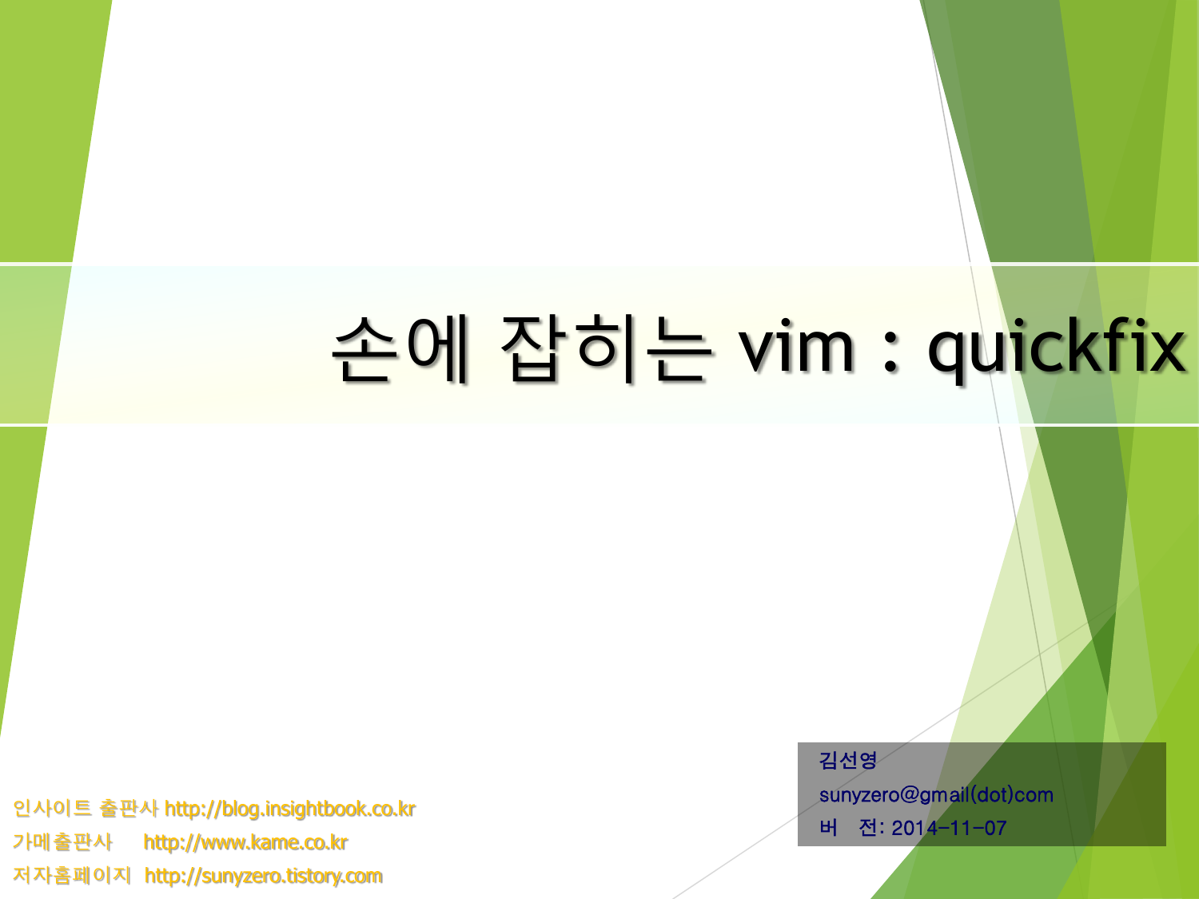# 손에 잡히는 vim : quickfix

김선영
sunyzero@gmail(dot)com
버 전: 2014-11-07

인사이트 출판사 http://blog.insightbook.co.kr
가메출판사 http://www.kame.co.kr
저자홈페이지 http://sunyzero.tistory.com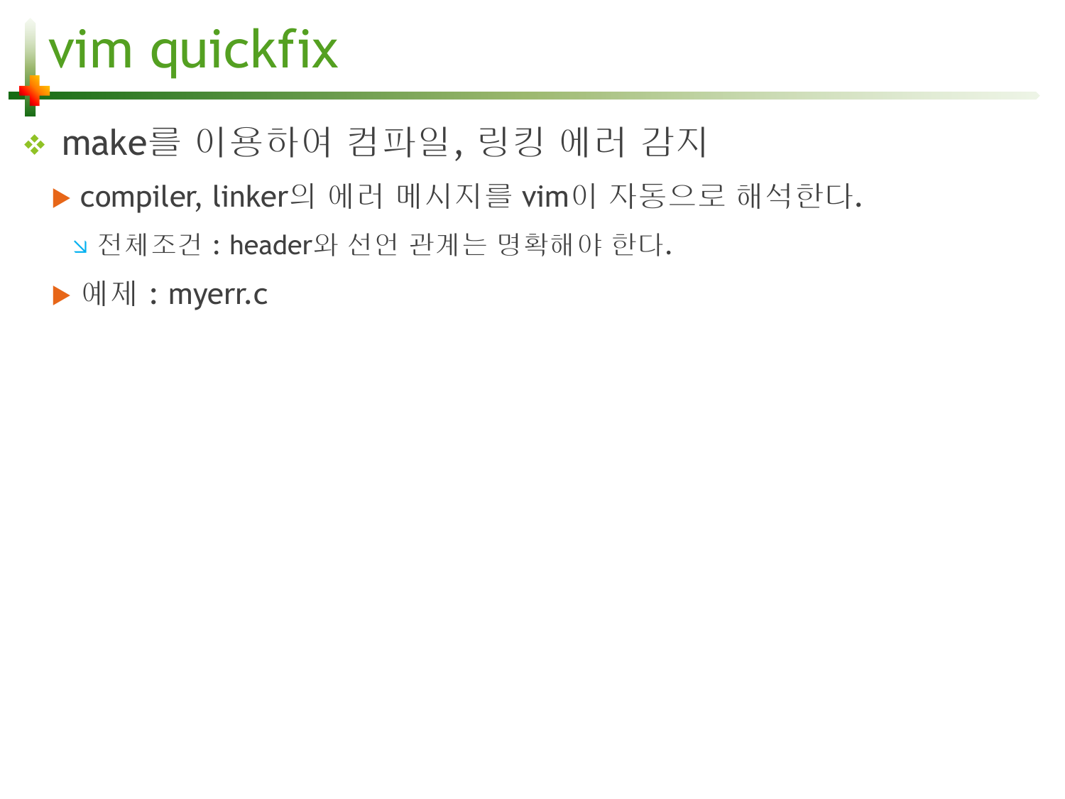# vim quickfix

- make를 이용하여 컴파일, 링킹 에러 감지
  - compiler, linker의 에러 메시지를 vim이 자동으로 해석한다.
    - 전체조건 : header와 선언 관계는 명확해야 한다.
  - 예제 : myerr.c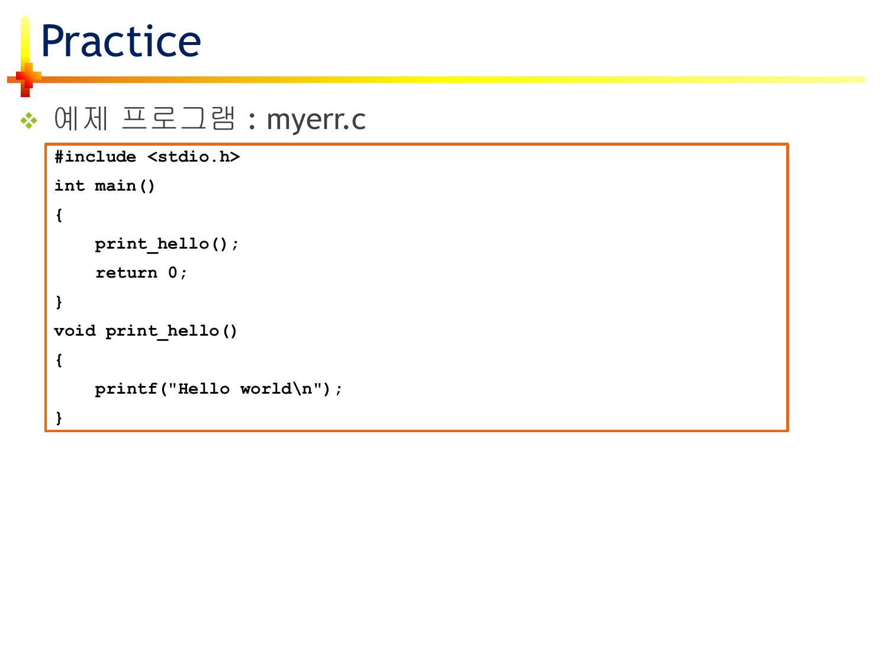# Practice

- 예제 프로그램 : myerr.c

```
#include <stdio.h>
int main()
{
    print_hello();
    return 0;
}
void print_hello()
{
    printf("Hello world\n");
}
```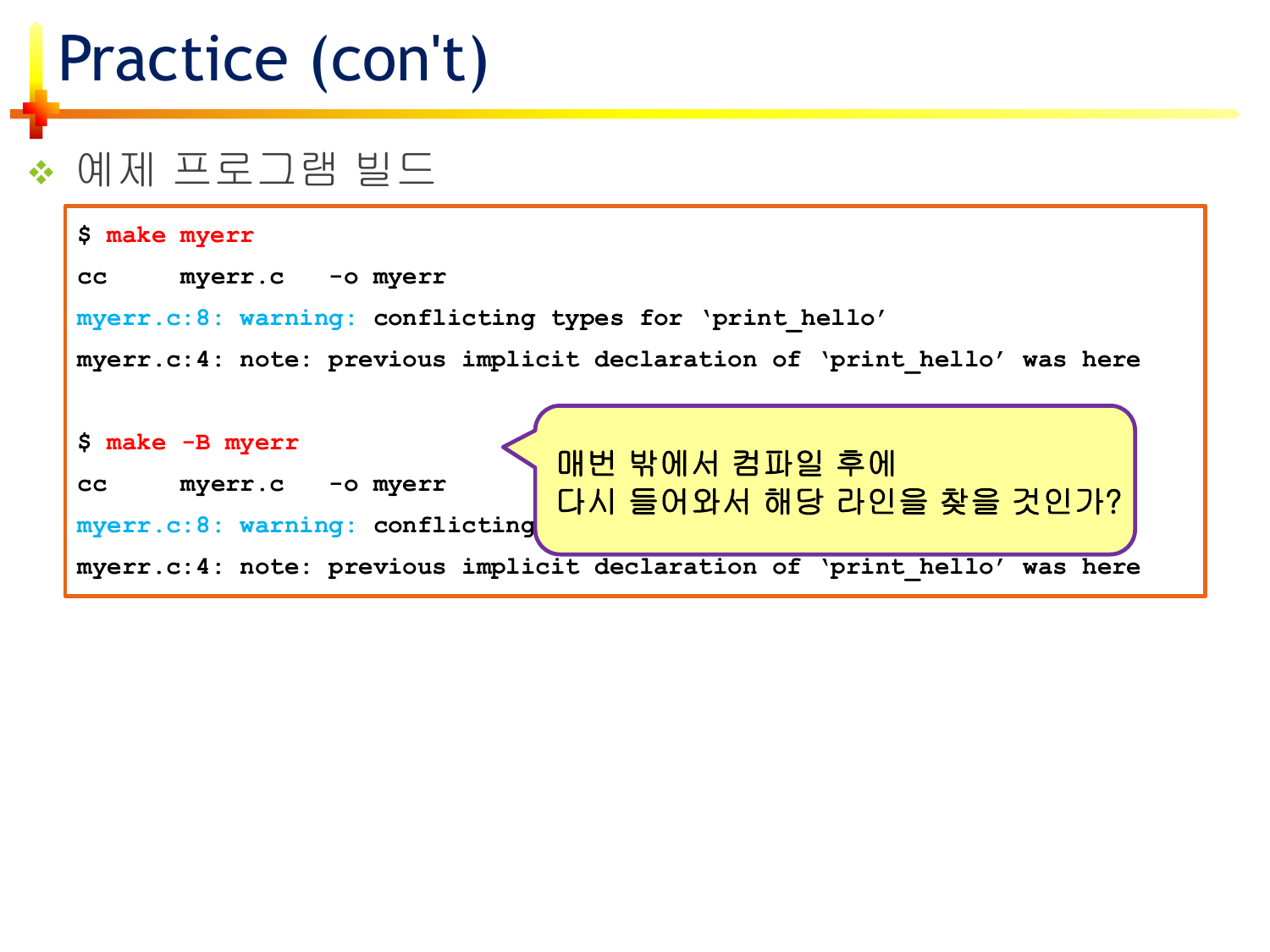# Practice (con't)

- 예제 프로그램 빌드

```
$ make myerr
cc     myerr.c   -o myerr
myerr.c:8: warning: conflicting types for ‘print_hello’
myerr.c:4: note: previous implicit declaration of ‘print_hello’ was here

$ make -B myerr
cc     myerr.c   -o myerr
myerr.c:8: warning: conflicting
myerr.c:4: note: previous implicit declaration of ‘print_hello’ was here
```

매번 밖에서 컴파일 후에
다시 들어와서 해당 라인을 찾을 것인가?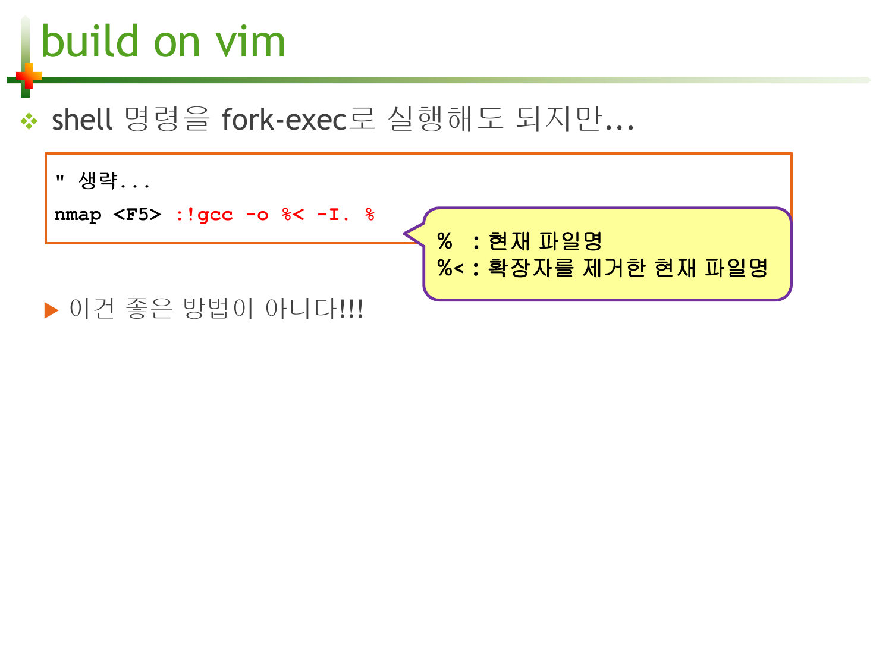# build on vim

- shell 명령을 fork-exec로 실행해도 되지만...

```
" 생략...
nmap <F5> :!gcc -o %< -I. %
```

% : 현재 파일명
%< : 확장자를 제거한 현재 파일명

- 이건 좋은 방법이 아니다!!!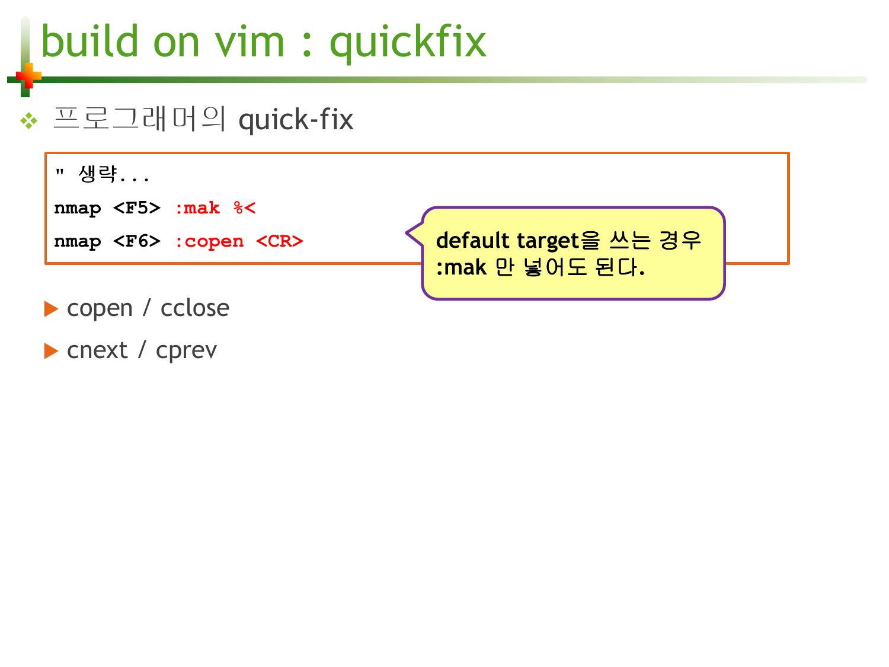# build on vim : quickfix

- 프로그래머의 quick-fix

```
" 생략...
nmap <F5> :mak %<
nmap <F6> :copen <CR>
```

default target을 쓰는 경우 :mak 만 넣어도 된다.

- copen / cclose
- cnext / cprev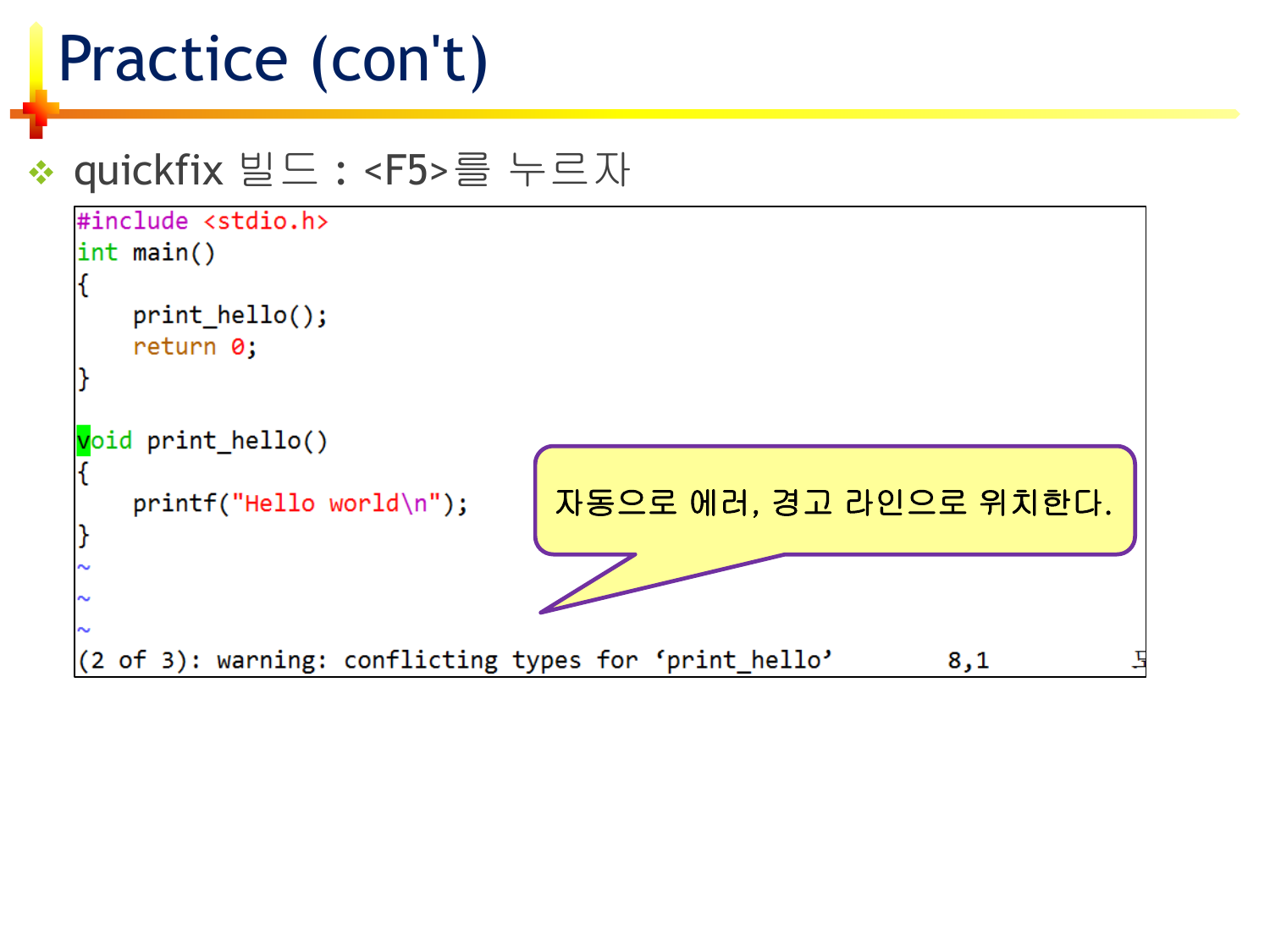# Practice (con't)

- quickfix 빌드 : <F5>를 누르자

```
#include <stdio.h>
int main()
{
    print_hello();
    return 0;
}

void print_hello()
{
    printf("Hello world\n");
}
~
~
~
(2 of 3): warning: conflicting types for 'print_hello'        8,1
```

자동으로 에러, 경고 라인으로 위치한다.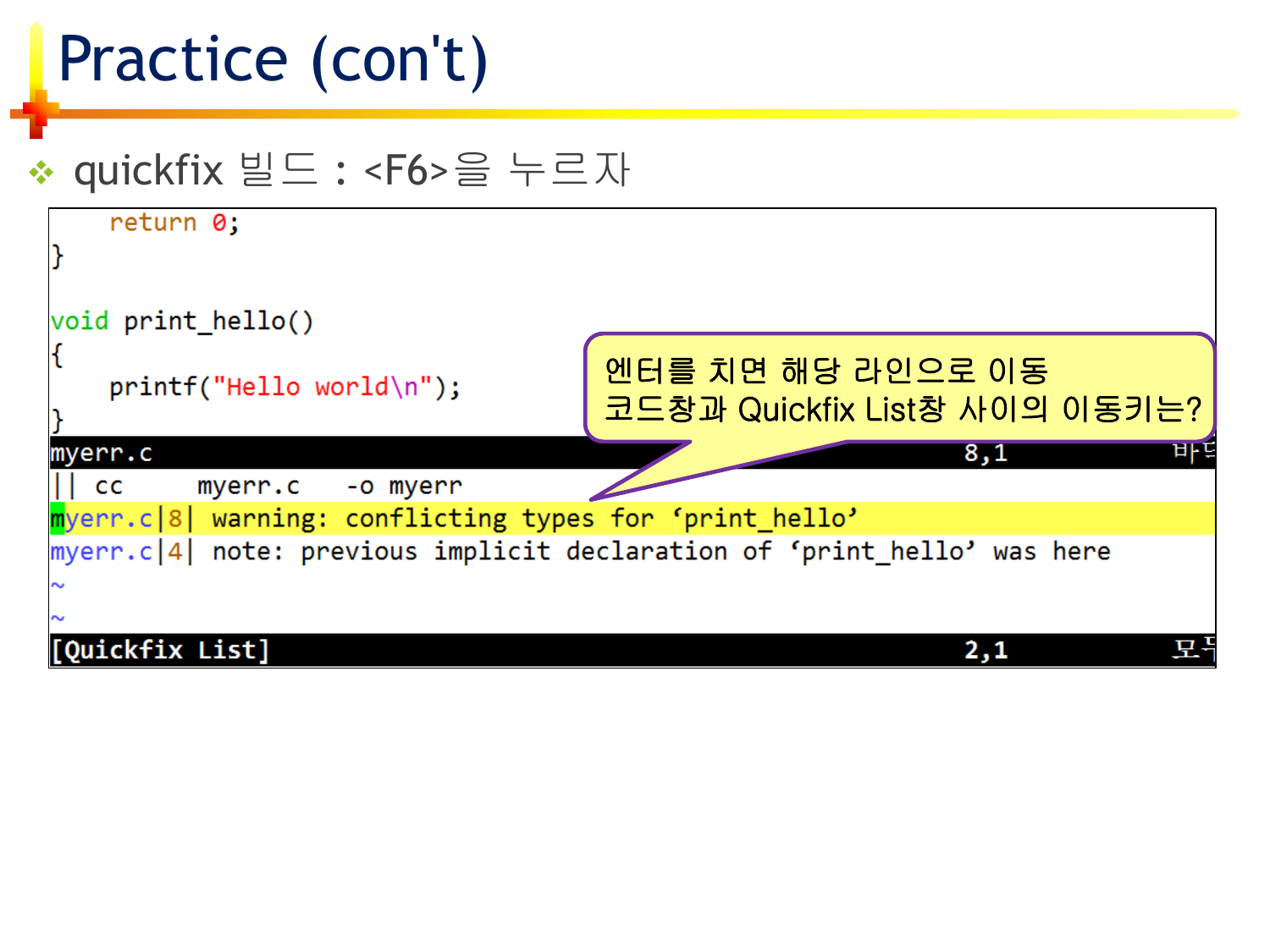# Practice (con't)

- quickfix 빌드 : <F6>을 누르자

```
    return 0;
}

void print_hello()
{
    printf("Hello world\n");
}
myerr.c                                                  8,1          바닥
|| cc      myerr.c    -o myerr
myerr.c|8| warning: conflicting types for ‘print_hello’
myerr.c|4| note: previous implicit declaration of ‘print_hello’ was here
~
~
[Quickfix List]                                          2,1          모두
```

엔터를 치면 해당 라인으로 이동
코드창과 Quickfix List창 사이의 이동키는?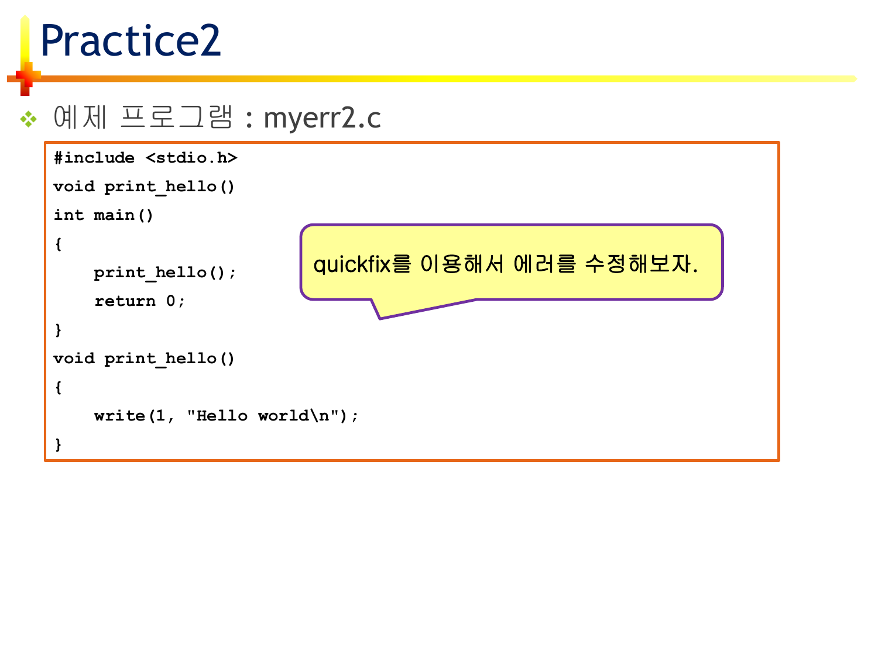# Practice2

- 예제 프로그램 : myerr2.c

```
#include <stdio.h>
void print_hello()
int main()
{
    print_hello();
    return 0;
}
void print_hello()
{
    write(1, "Hello world\n");
}
```

quickfix를 이용해서 에러를 수정해보자.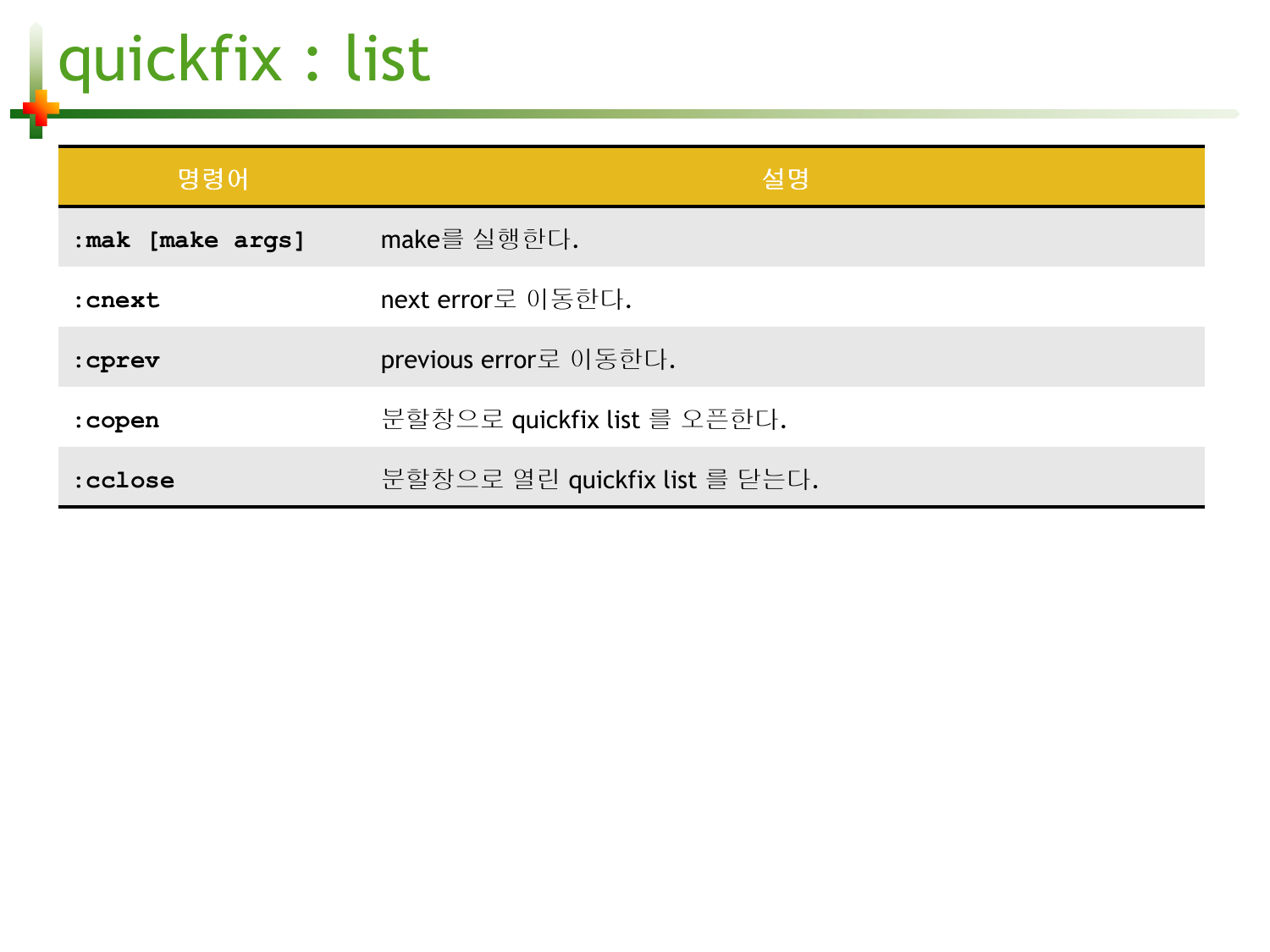# quickfix : list

| 명령어 | 설명 |
|---|---|
| **:mak [make args]** | make를 실행한다. |
| **:cnext** | next error로 이동한다. |
| **:cprev** | previous error로 이동한다. |
| **:copen** | 분할창으로 quickfix list 를 오픈한다. |
| **:cclose** | 분할창으로 열린 quickfix list 를 닫는다. |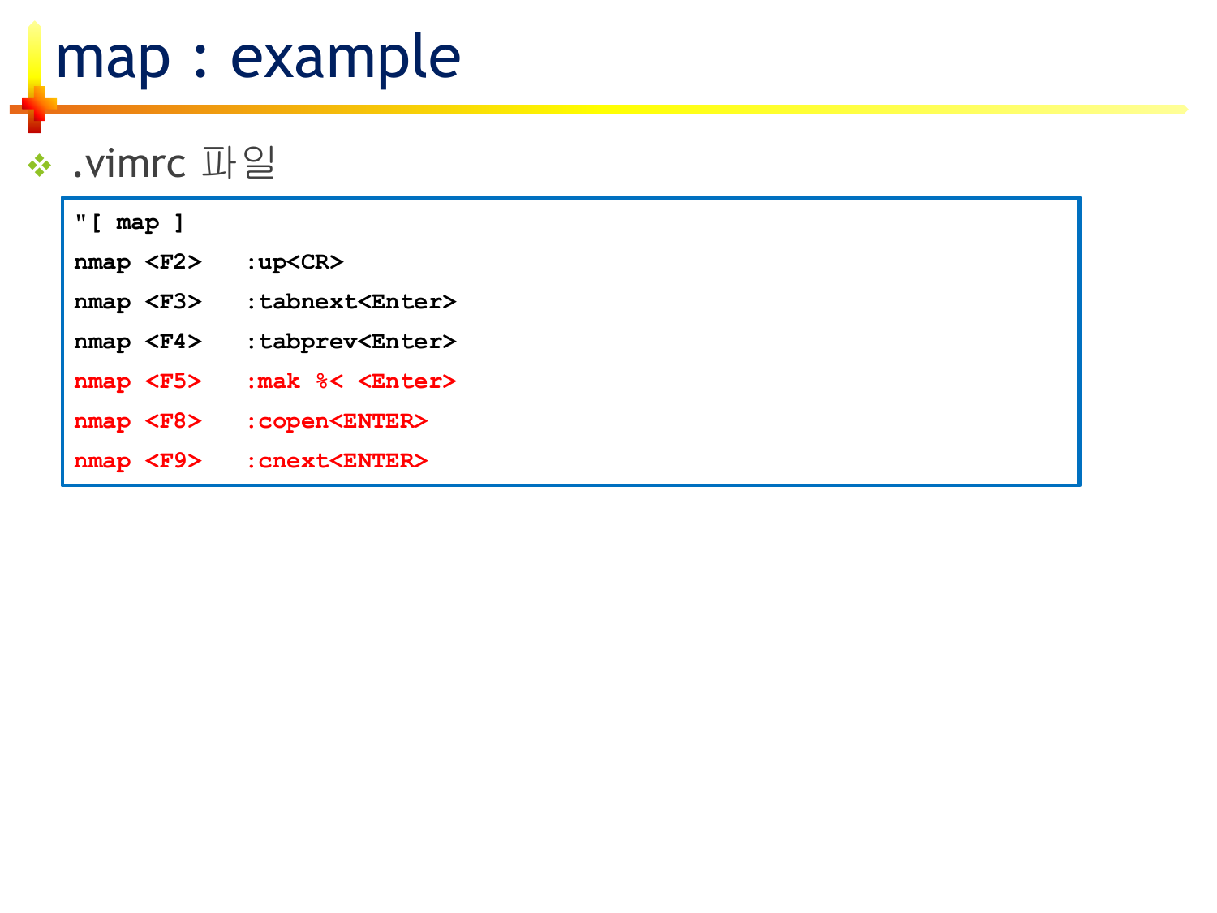# map : example

- .vimrc 파일

```
"[ map ]
nmap <F2>   :up<CR>
nmap <F3>   :tabnext<Enter>
nmap <F4>   :tabprev<Enter>
nmap <F5>   :mak %< <Enter>
nmap <F8>   :copen<ENTER>
nmap <F9>   :cnext<ENTER>
```